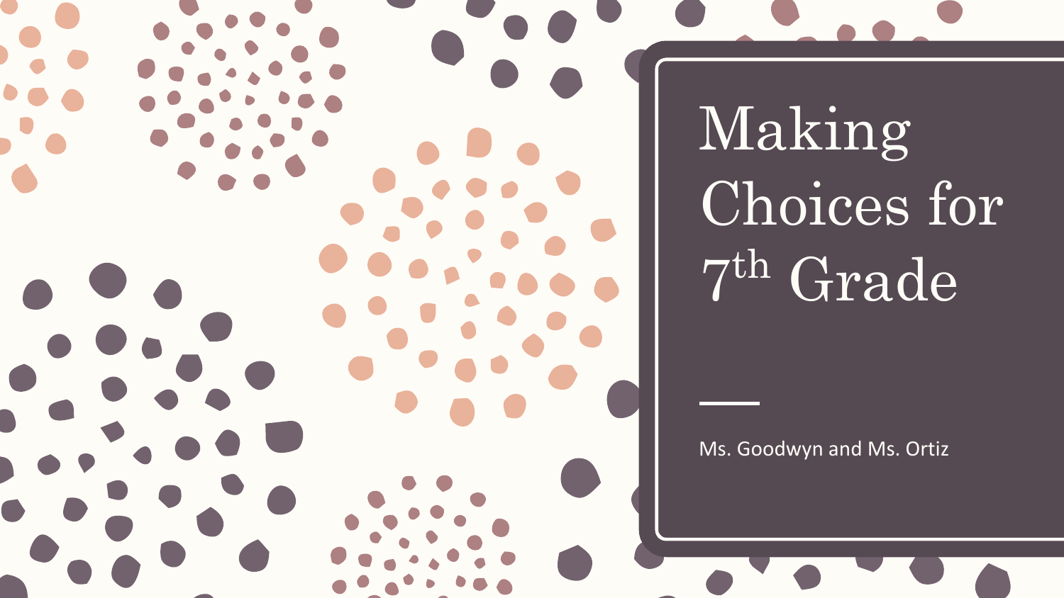# Making Choices for 7th Grade

Ms. Goodwyn and Ms. Ortiz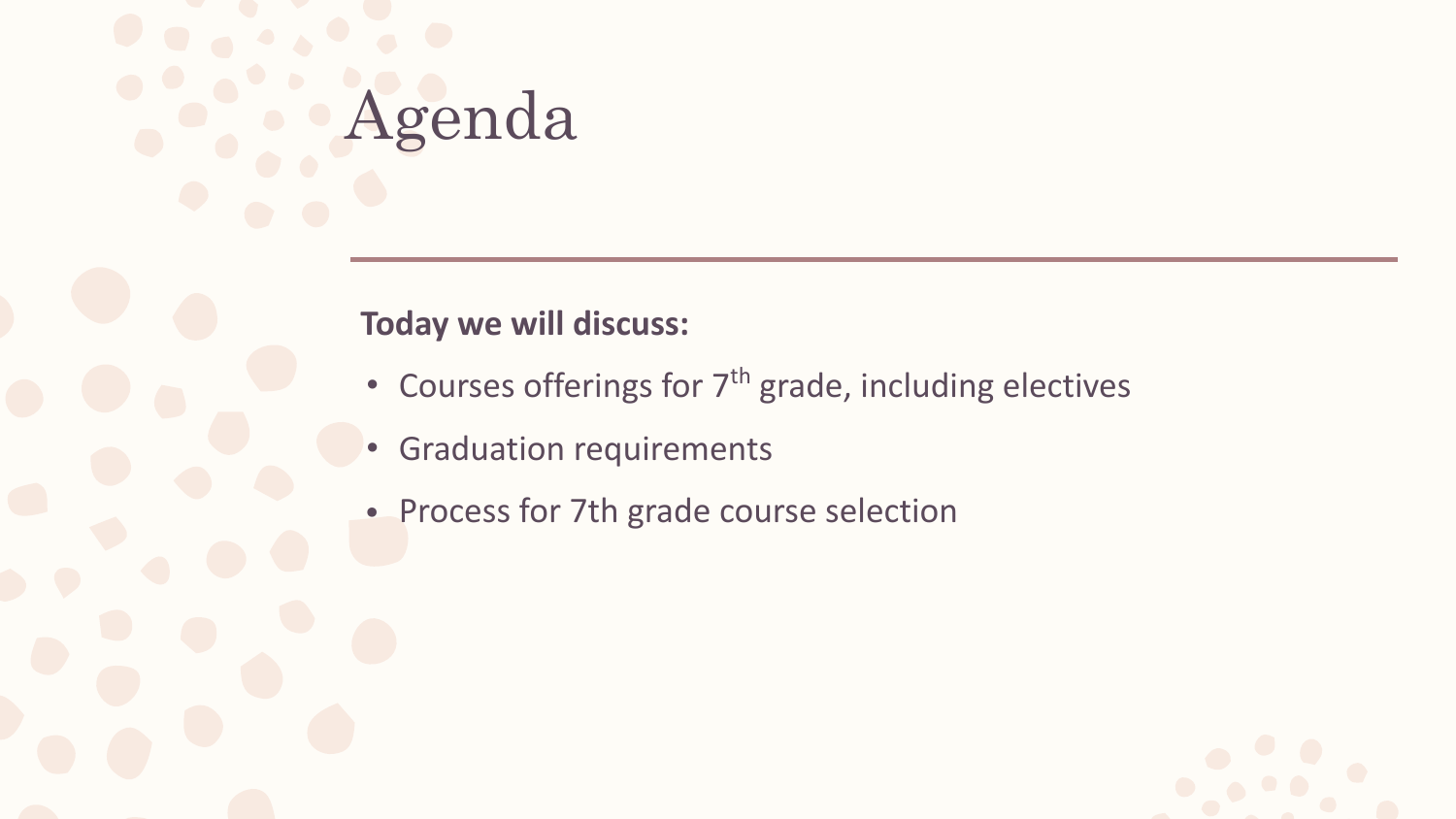# Agenda

**Today we will discuss:**

- Courses offerings for 7th grade, including electives
- Graduation requirements
- Process for 7th grade course selection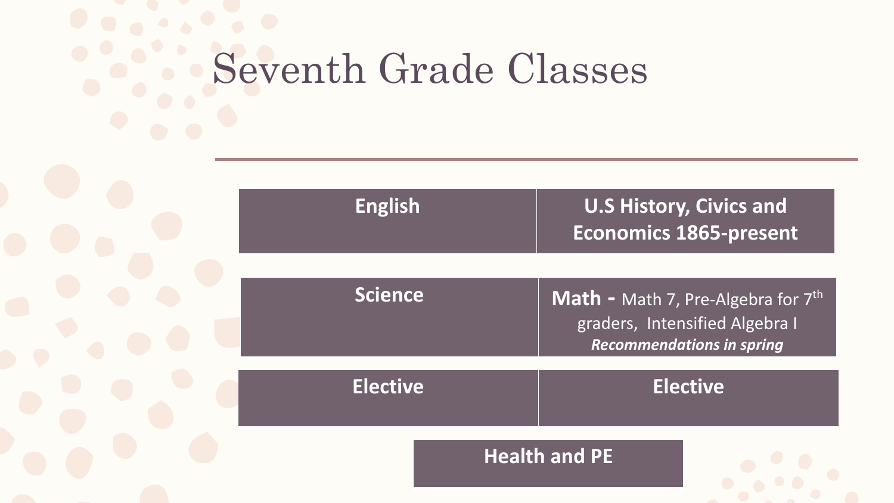# Seventh Grade Classes

| English | U.S History, Civics and Economics 1865-present |
| --- | --- |
| **Science** | **Math -** Math 7, Pre-Algebra for 7th graders, Intensified Algebra I ***Recommendations in spring*** |
| **Elective** | **Elective** |
| **Health and PE** | |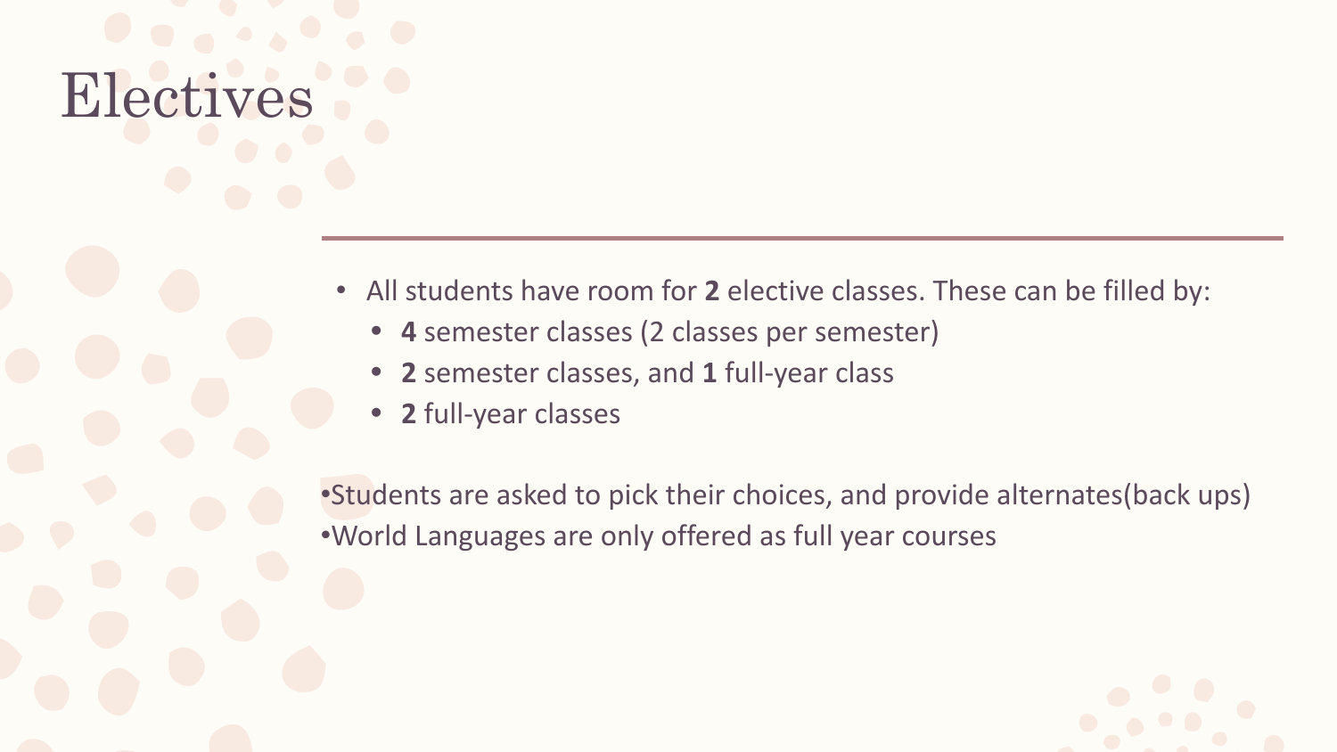# Electives

- All students have room for **2** elective classes. These can be filled by:
  - **4** semester classes (2 classes per semester)
  - **2** semester classes, and **1** full-year class
  - **2** full-year classes

•Students are asked to pick their choices, and provide alternates(back ups)
•World Languages are only offered as full year courses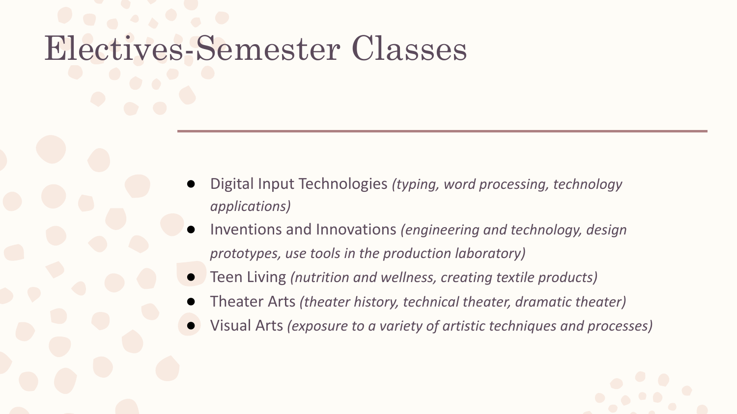# Electives-Semester Classes

- Digital Input Technologies *(typing, word processing, technology applications)*
- Inventions and Innovations *(engineering and technology, design prototypes, use tools in the production laboratory)*
- Teen Living *(nutrition and wellness, creating textile products)*
- Theater Arts *(theater history, technical theater, dramatic theater)*
- Visual Arts *(exposure to a variety of artistic techniques and processes)*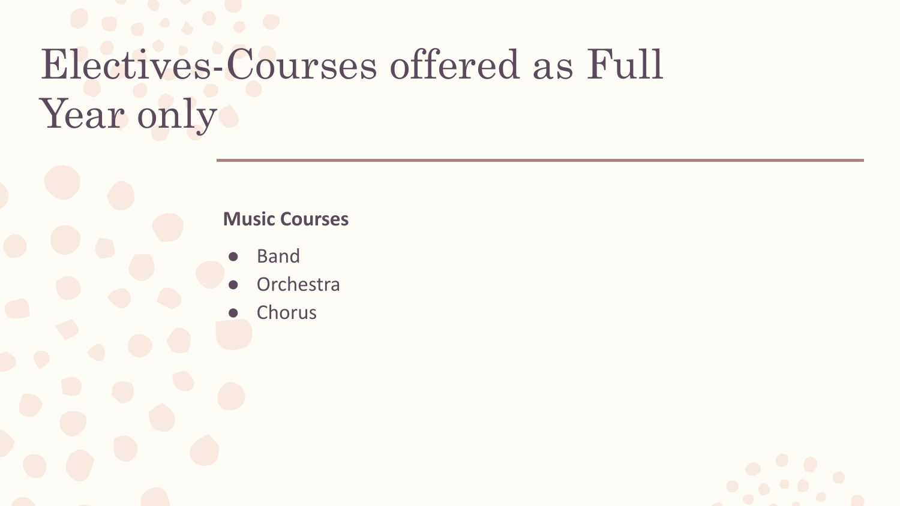# Electives-Courses offered as Full Year only

**Music Courses**

- Band
- Orchestra
- Chorus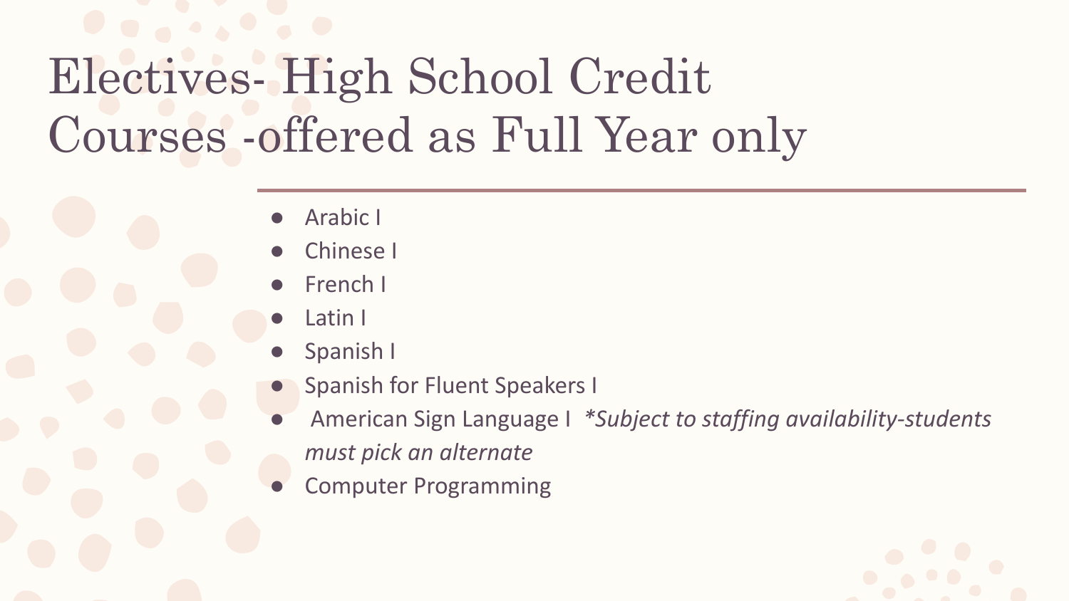# Electives- High School Credit Courses -offered as Full Year only

- Arabic I
- Chinese I
- French I
- Latin I
- Spanish I
- Spanish for Fluent Speakers I
- American Sign Language I *\*Subject to staffing availability-students must pick an alternate*
- Computer Programming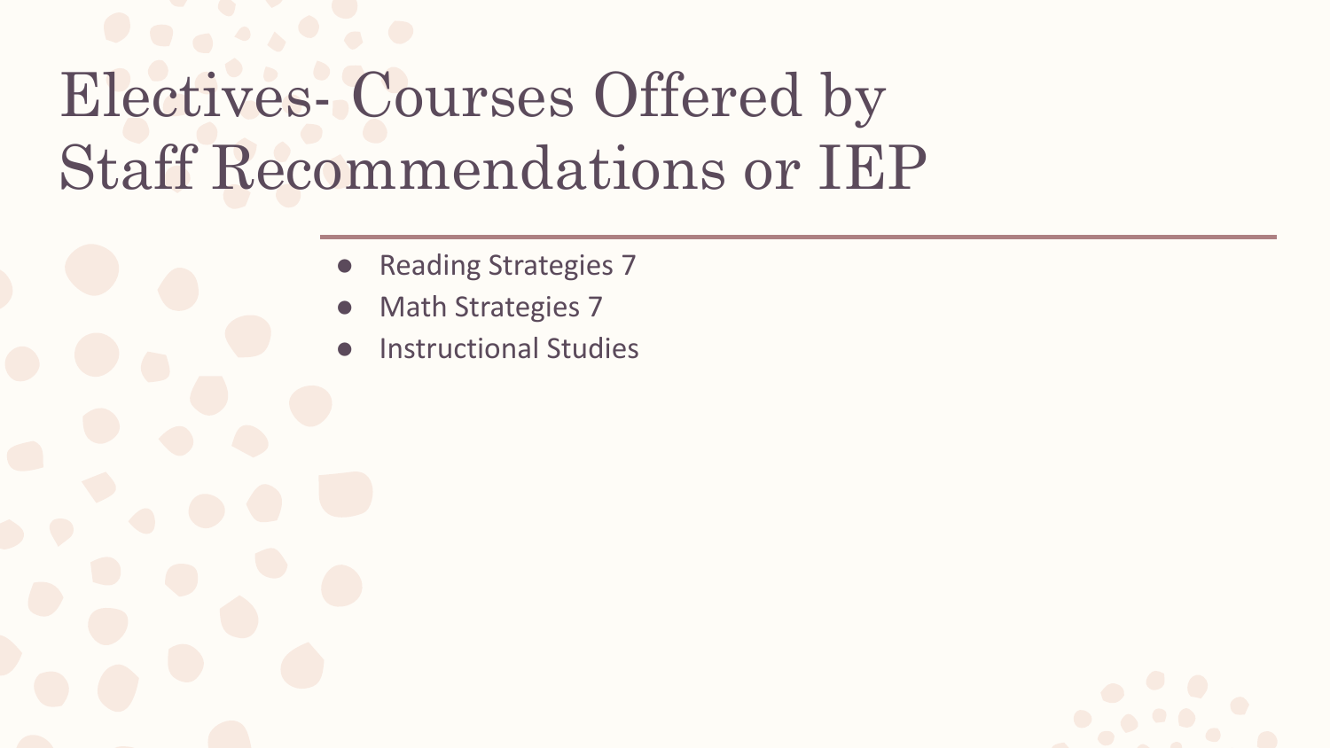# Electives- Courses Offered by Staff Recommendations or IEP

- Reading Strategies 7
- Math Strategies 7
- Instructional Studies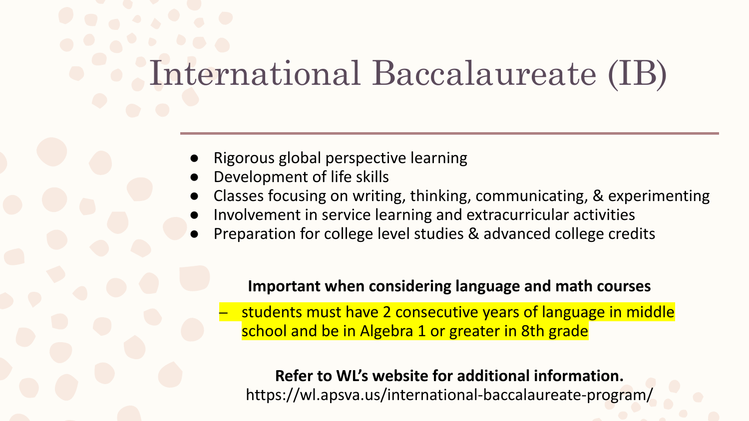# International Baccalaureate (IB)

- Rigorous global perspective learning
- Development of life skills
- Classes focusing on writing, thinking, communicating, & experimenting
- Involvement in service learning and extracurricular activities
- Preparation for college level studies & advanced college credits

**Important when considering language and math courses**

- students must have 2 consecutive years of language in middle school and be in Algebra 1 or greater in 8th grade

**Refer to WL's website for additional information.**
https://wl.apsva.us/international-baccalaureate-program/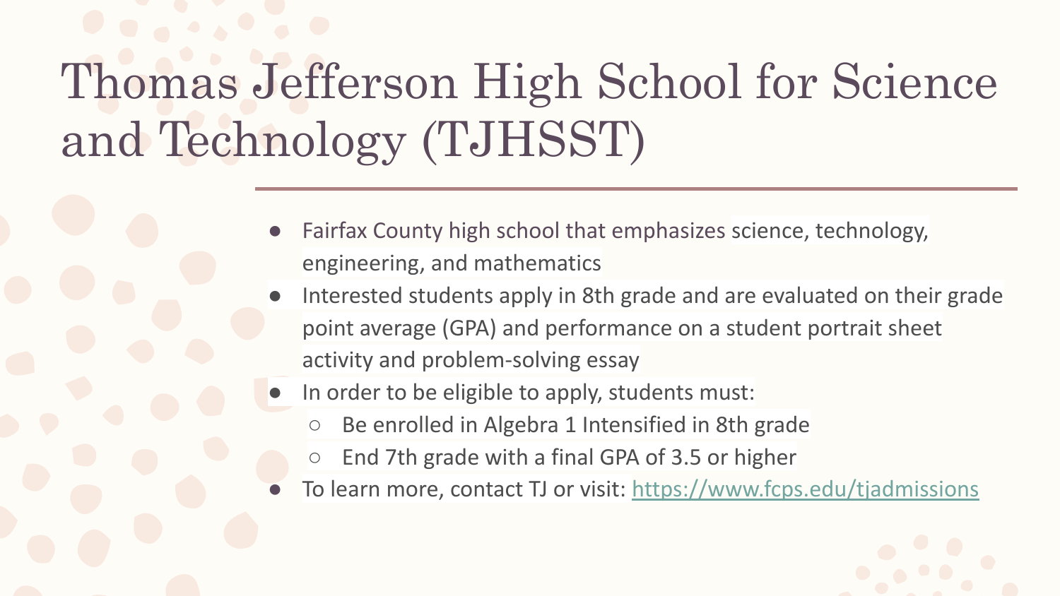# Thomas Jefferson High School for Science and Technology (TJHSST)

- Fairfax County high school that emphasizes science, technology, engineering, and mathematics
- Interested students apply in 8th grade and are evaluated on their grade point average (GPA) and performance on a student portrait sheet activity and problem-solving essay
- In order to be eligible to apply, students must:
  - Be enrolled in Algebra 1 Intensified in 8th grade
  - End 7th grade with a final GPA of 3.5 or higher
- To learn more, contact TJ or visit: https://www.fcps.edu/tjadmissions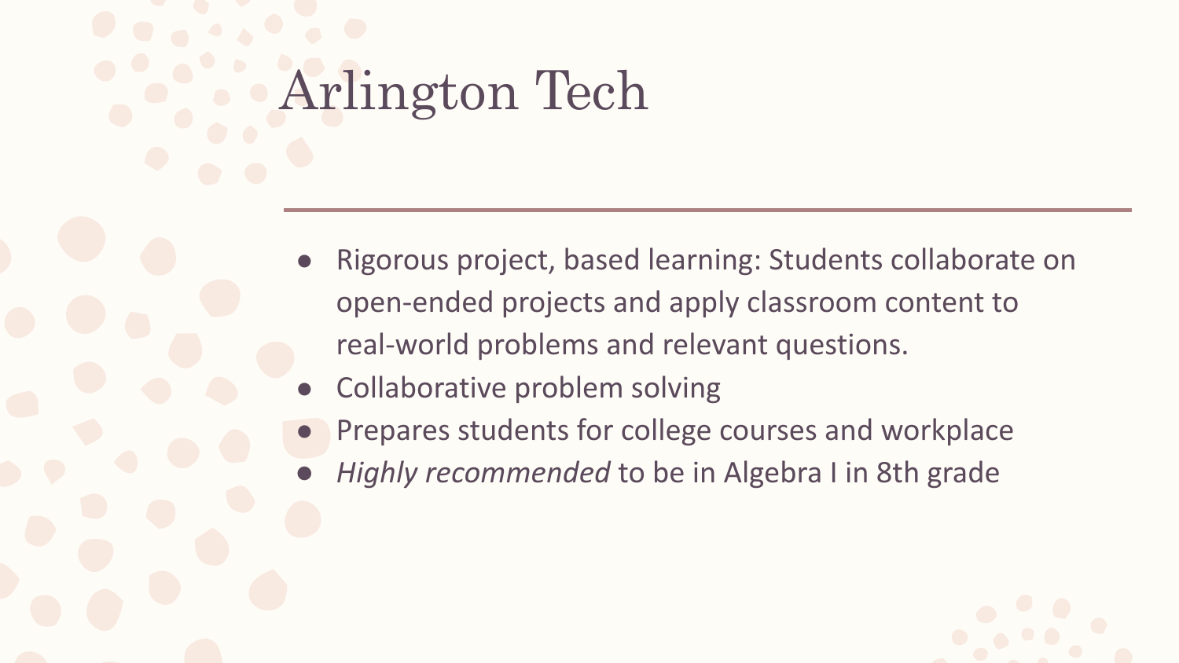# Arlington Tech

- Rigorous project, based learning: Students collaborate on open-ended projects and apply classroom content to real-world problems and relevant questions.
- Collaborative problem solving
- Prepares students for college courses and workplace
- *Highly recommended* to be in Algebra I in 8th grade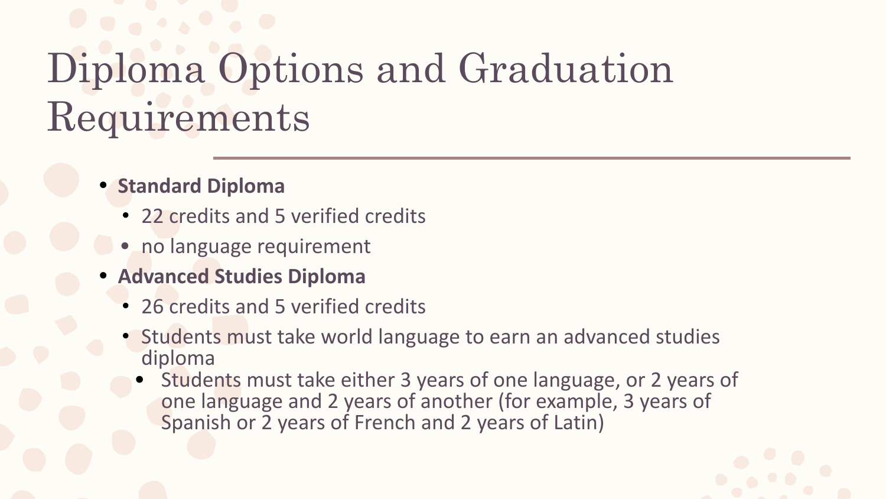# Diploma Options and Graduation Requirements

- **Standard Diploma**
  - 22 credits and 5 verified credits
  - no language requirement
- **Advanced Studies Diploma**
  - 26 credits and 5 verified credits
  - Students must take world language to earn an advanced studies diploma
    - Students must take either 3 years of one language, or 2 years of one language and 2 years of another (for example, 3 years of Spanish or 2 years of French and 2 years of Latin)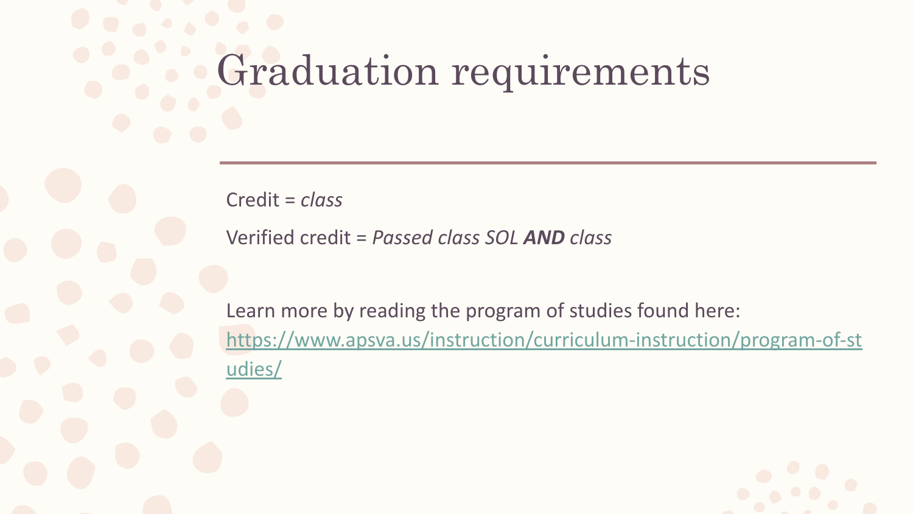# Graduation requirements

Credit = *class*

Verified credit = *Passed class SOL* ***AND*** *class*

Learn more by reading the program of studies found here: https://www.apsva.us/instruction/curriculum-instruction/program-of-studies/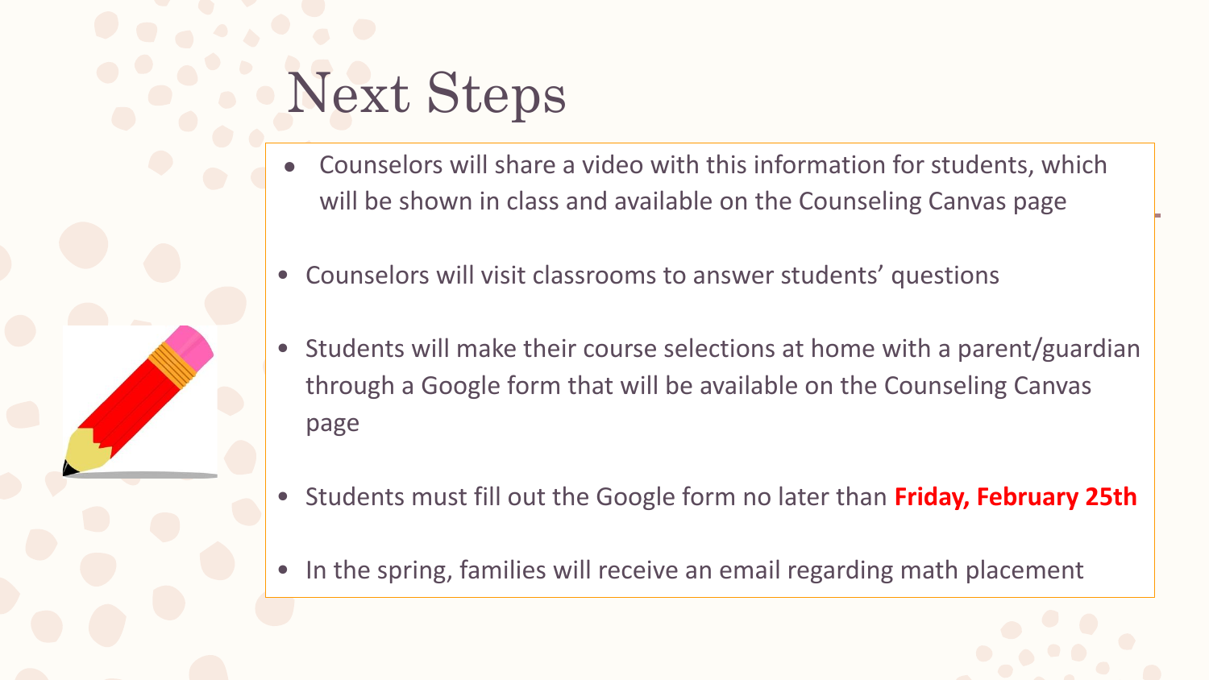# Next Steps

- Counselors will share a video with this information for students, which will be shown in class and available on the Counseling Canvas page
- Counselors will visit classrooms to answer students' questions
- Students will make their course selections at home with a parent/guardian through a Google form that will be available on the Counseling Canvas page
- Students must fill out the Google form no later than **Friday, February 25th**
- In the spring, families will receive an email regarding math placement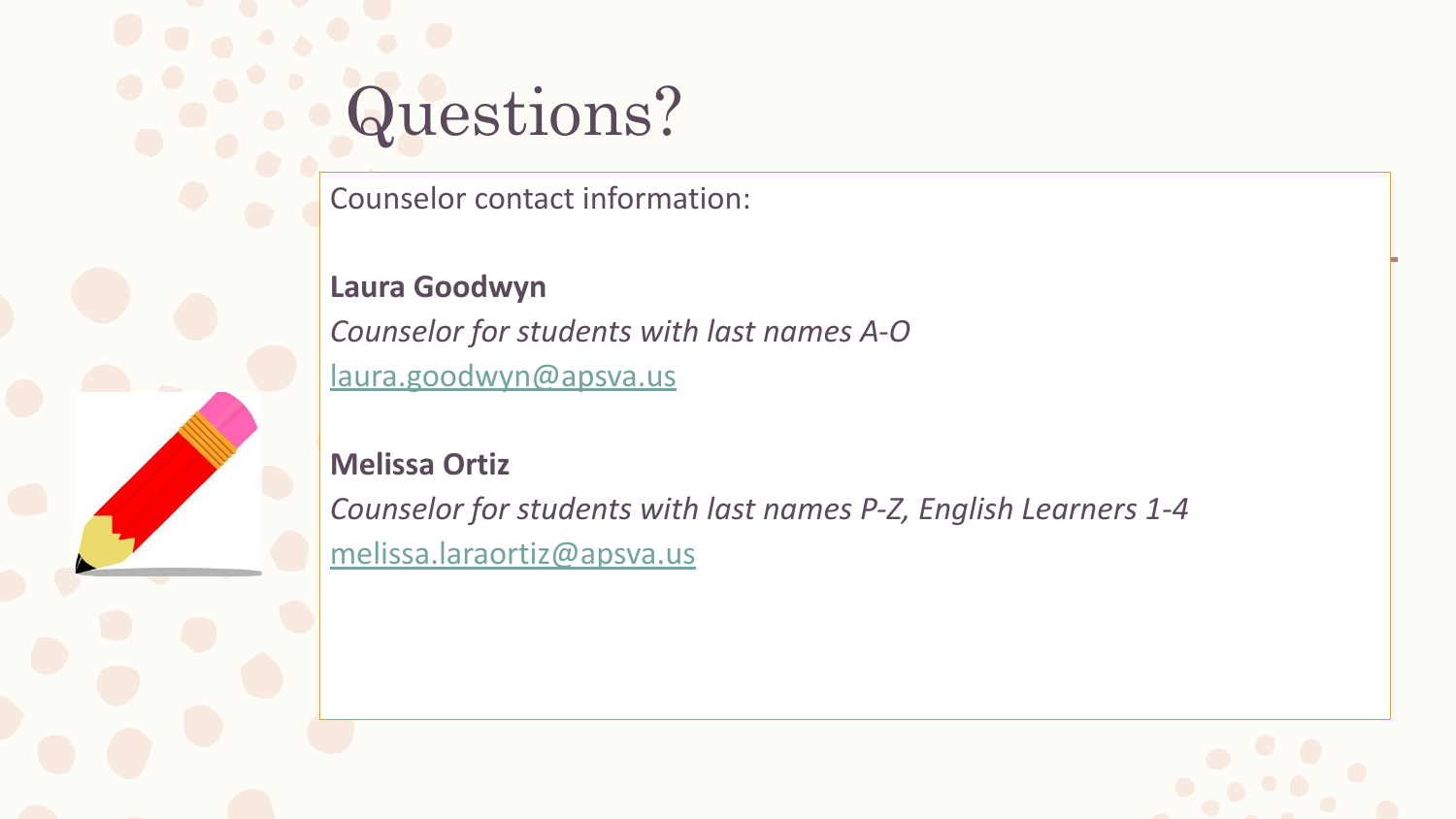# Questions?

Counselor contact information:

**Laura Goodwyn**
*Counselor for students with last names A-O*
laura.goodwyn@apsva.us

**Melissa Ortiz**
*Counselor for students with last names P-Z, English Learners 1-4*
melissa.laraortiz@apsva.us